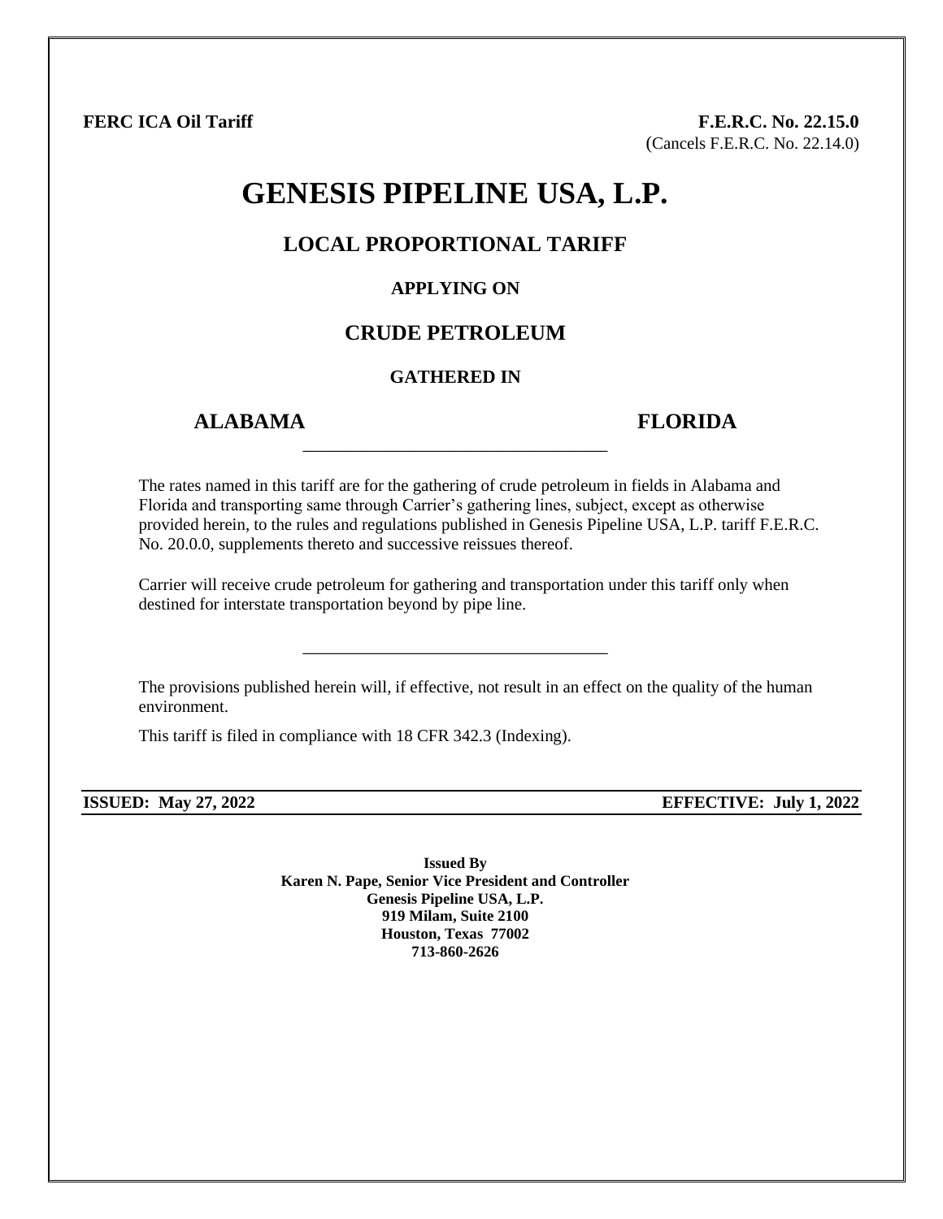**FERC ICA Oil Tariff**

**F.E.R.C. No. 22.15.0**
(Cancels F.E.R.C. No. 22.14.0)

# GENESIS PIPELINE USA, L.P.

## LOCAL PROPORTIONAL TARIFF

### APPLYING ON

## CRUDE PETROLEUM

### GATHERED IN

## ALABAMA FLORIDA

---

The rates named in this tariff are for the gathering of crude petroleum in fields in Alabama and Florida and transporting same through Carrier's gathering lines, subject, except as otherwise provided herein, to the rules and regulations published in Genesis Pipeline USA, L.P. tariff F.E.R.C. No. 20.0.0, supplements thereto and successive reissues thereof.

Carrier will receive crude petroleum for gathering and transportation under this tariff only when destined for interstate transportation beyond by pipe line.

---

The provisions published herein will, if effective, not result in an effect on the quality of the human environment.

This tariff is filed in compliance with 18 CFR 342.3 (Indexing).

**ISSUED: May 27, 2022** **EFFECTIVE: July 1, 2022**

**Issued By**
**Karen N. Pape, Senior Vice President and Controller**
**Genesis Pipeline USA, L.P.**
**919 Milam, Suite 2100**
**Houston, Texas 77002**
**713-860-2626**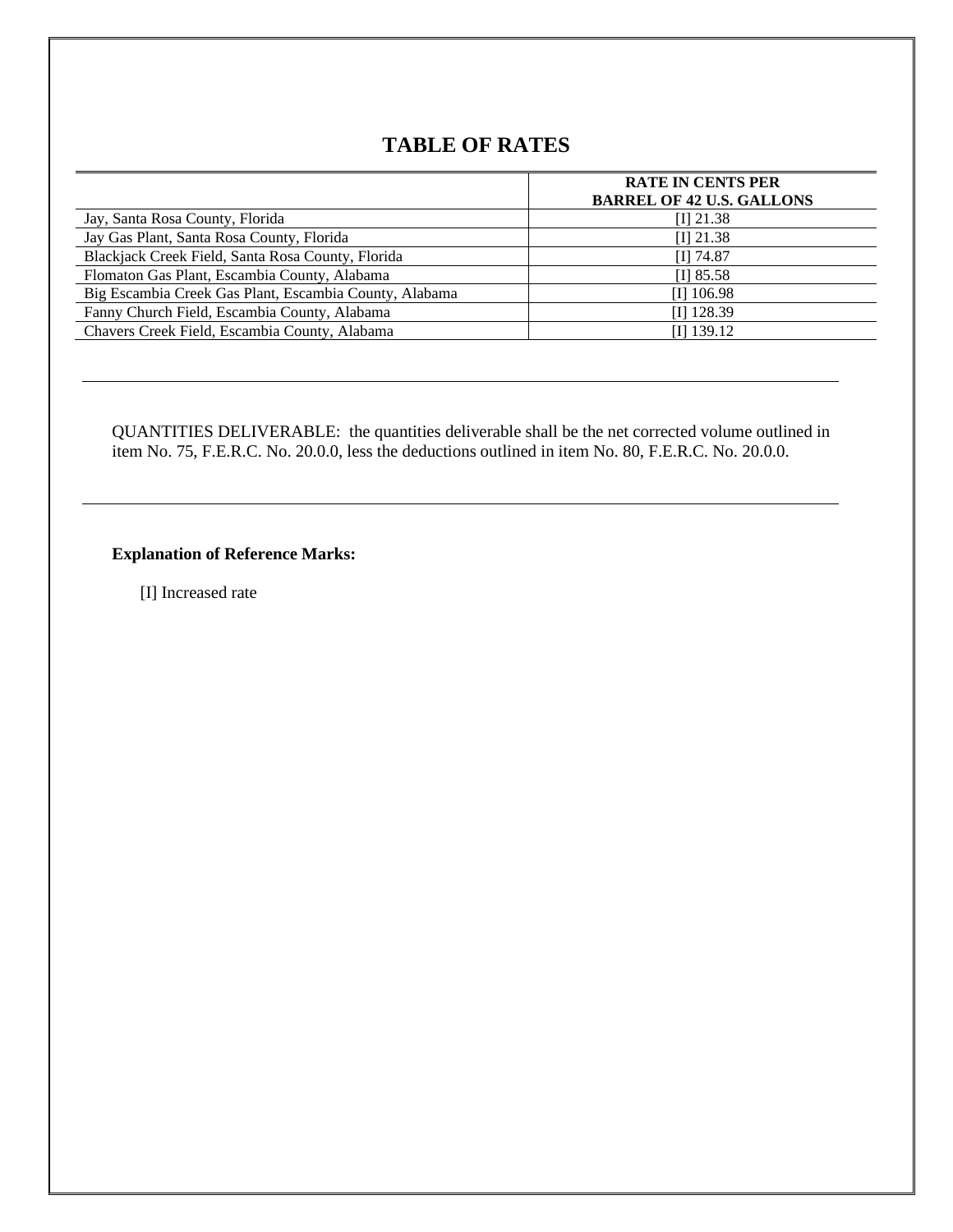# TABLE OF RATES

| | RATE IN CENTS PER BARREL OF 42 U.S. GALLONS |
|---|---|
| Jay, Santa Rosa County, Florida | [I] 21.38 |
| Jay Gas Plant, Santa Rosa County, Florida | [I] 21.38 |
| Blackjack Creek Field, Santa Rosa County, Florida | [I] 74.87 |
| Flomaton Gas Plant, Escambia County, Alabama | [I] 85.58 |
| Big Escambia Creek Gas Plant, Escambia County, Alabama | [I] 106.98 |
| Fanny Church Field, Escambia County, Alabama | [I] 128.39 |
| Chavers Creek Field, Escambia County, Alabama | [I] 139.12 |

---

QUANTITIES DELIVERABLE: the quantities deliverable shall be the net corrected volume outlined in item No. 75, F.E.R.C. No. 20.0.0, less the deductions outlined in item No. 80, F.E.R.C. No. 20.0.0.

---

**Explanation of Reference Marks:**

[I] Increased rate